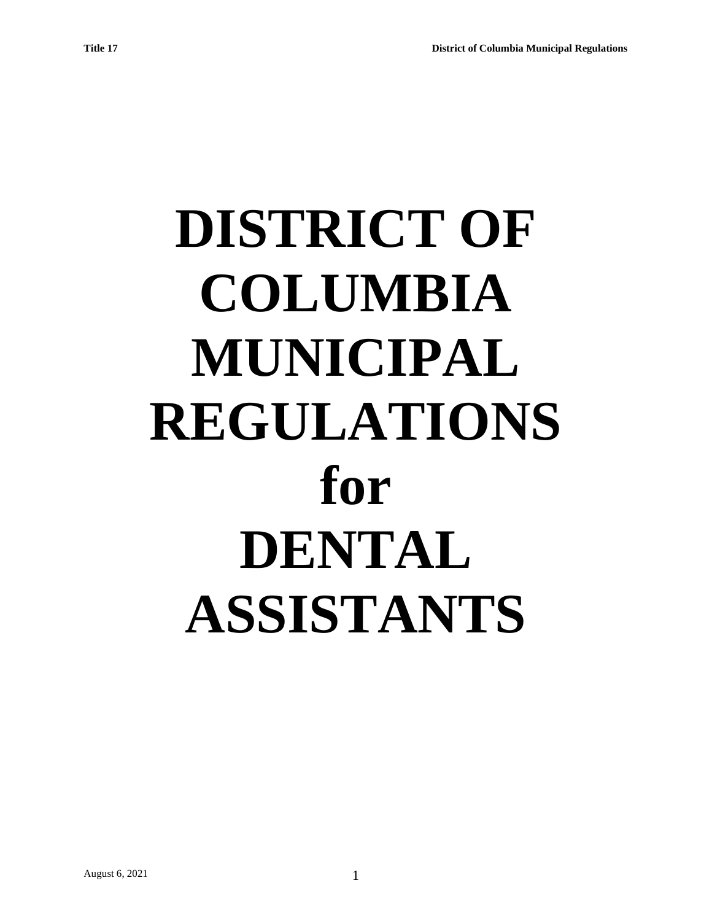# DISTRICT OF COLUMBIA MUNICIPAL REGULATIONS for DENTAL ASSISTANTS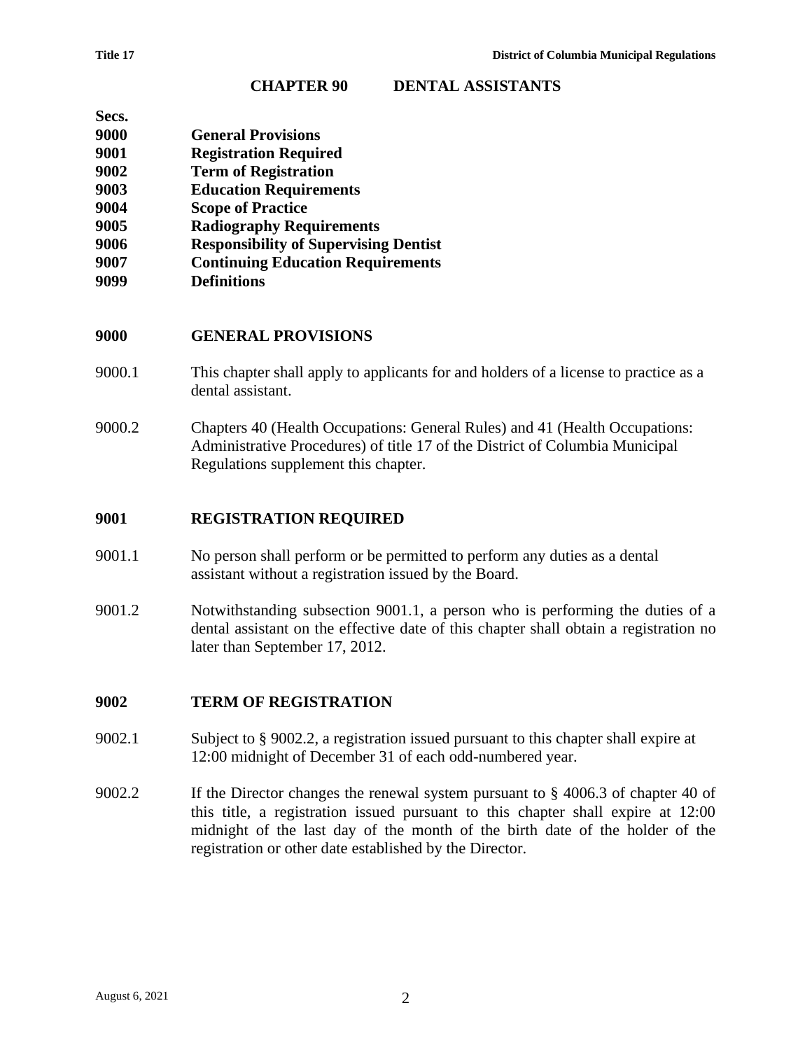# CHAPTER 90 DENTAL ASSISTANTS

**Secs.**

**9000 General Provisions**
**9001 Registration Required**
**9002 Term of Registration**
**9003 Education Requirements**
**9004 Scope of Practice**
**9005 Radiography Requirements**
**9006 Responsibility of Supervising Dentist**
**9007 Continuing Education Requirements**
**9099 Definitions**

## 9000 GENERAL PROVISIONS

9000.1 This chapter shall apply to applicants for and holders of a license to practice as a dental assistant.

9000.2 Chapters 40 (Health Occupations: General Rules) and 41 (Health Occupations: Administrative Procedures) of title 17 of the District of Columbia Municipal Regulations supplement this chapter.

## 9001 REGISTRATION REQUIRED

9001.1 No person shall perform or be permitted to perform any duties as a dental assistant without a registration issued by the Board.

9001.2 Notwithstanding subsection 9001.1, a person who is performing the duties of a dental assistant on the effective date of this chapter shall obtain a registration no later than September 17, 2012.

## 9002 TERM OF REGISTRATION

9002.1 Subject to § 9002.2, a registration issued pursuant to this chapter shall expire at 12:00 midnight of December 31 of each odd-numbered year.

9002.2 If the Director changes the renewal system pursuant to § 4006.3 of chapter 40 of this title, a registration issued pursuant to this chapter shall expire at 12:00 midnight of the last day of the month of the birth date of the holder of the registration or other date established by the Director.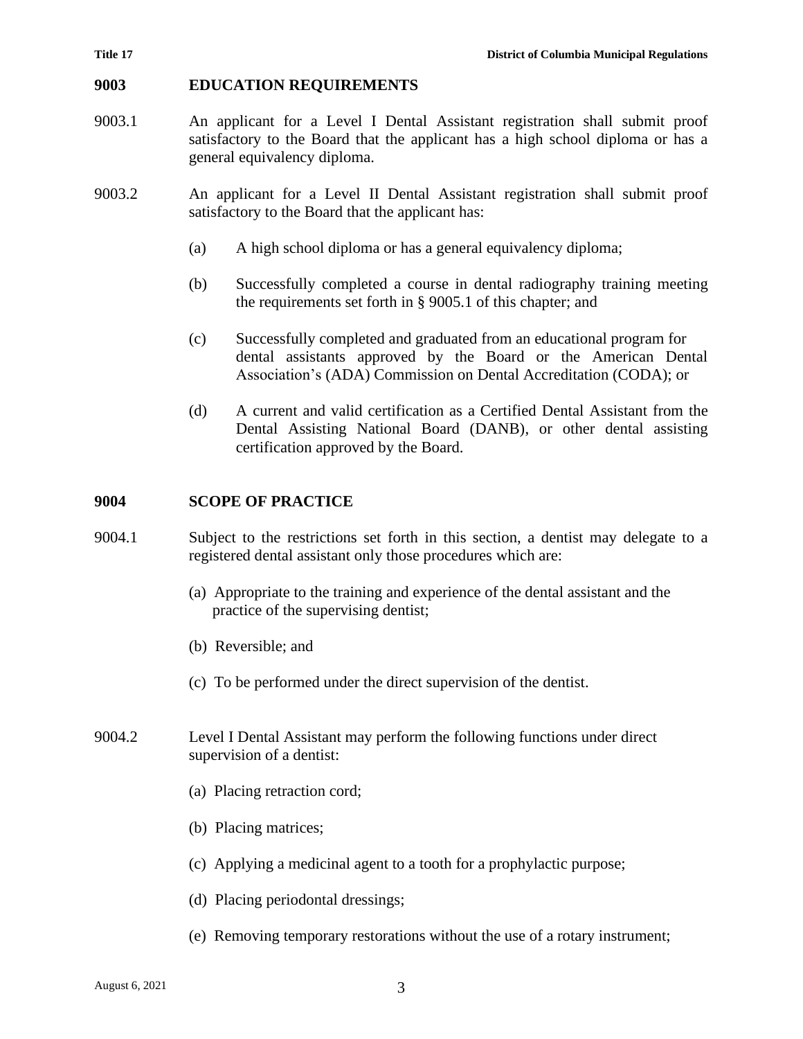## 9003 EDUCATION REQUIREMENTS

9003.1 An applicant for a Level I Dental Assistant registration shall submit proof satisfactory to the Board that the applicant has a high school diploma or has a general equivalency diploma.

9003.2 An applicant for a Level II Dental Assistant registration shall submit proof satisfactory to the Board that the applicant has:

(a) A high school diploma or has a general equivalency diploma;

(b) Successfully completed a course in dental radiography training meeting the requirements set forth in § 9005.1 of this chapter; and

(c) Successfully completed and graduated from an educational program for dental assistants approved by the Board or the American Dental Association's (ADA) Commission on Dental Accreditation (CODA); or

(d) A current and valid certification as a Certified Dental Assistant from the Dental Assisting National Board (DANB), or other dental assisting certification approved by the Board.

## 9004 SCOPE OF PRACTICE

9004.1 Subject to the restrictions set forth in this section, a dentist may delegate to a registered dental assistant only those procedures which are:

(a) Appropriate to the training and experience of the dental assistant and the practice of the supervising dentist;

(b) Reversible; and

(c) To be performed under the direct supervision of the dentist.

9004.2 Level I Dental Assistant may perform the following functions under direct supervision of a dentist:

(a) Placing retraction cord;

(b) Placing matrices;

(c) Applying a medicinal agent to a tooth for a prophylactic purpose;

(d) Placing periodontal dressings;

(e) Removing temporary restorations without the use of a rotary instrument;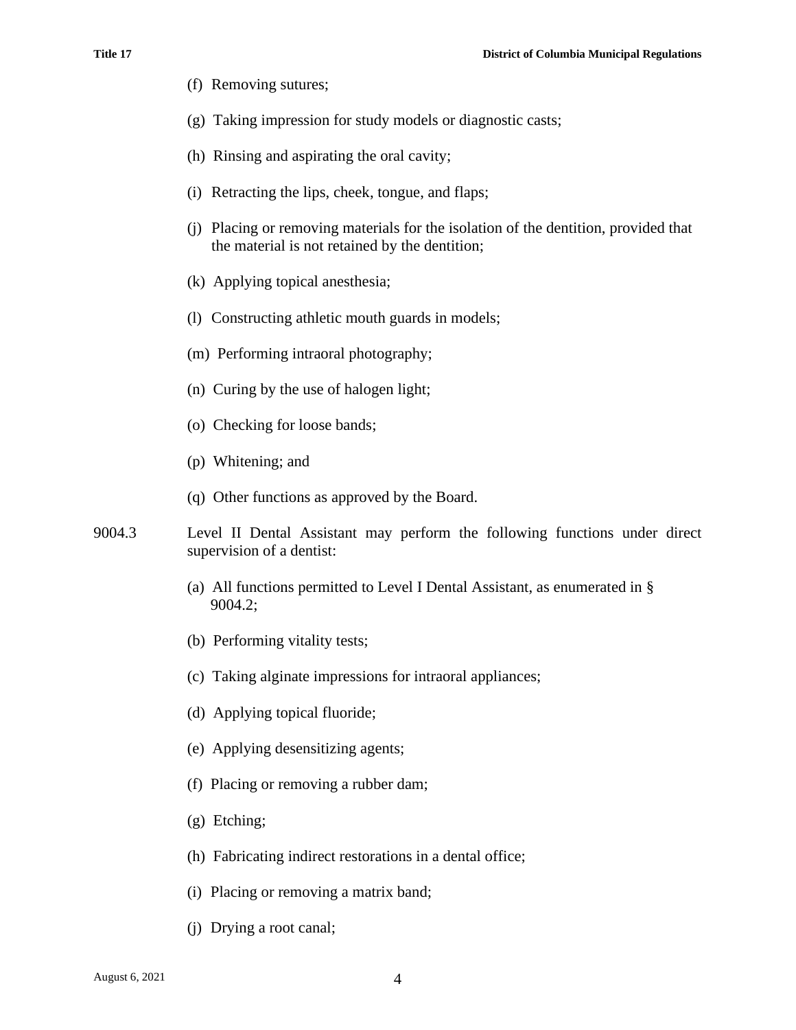(f) Removing sutures;

(g) Taking impression for study models or diagnostic casts;

(h) Rinsing and aspirating the oral cavity;

(i) Retracting the lips, cheek, tongue, and flaps;

(j) Placing or removing materials for the isolation of the dentition, provided that the material is not retained by the dentition;

(k) Applying topical anesthesia;

(l) Constructing athletic mouth guards in models;

(m) Performing intraoral photography;

(n) Curing by the use of halogen light;

(o) Checking for loose bands;

(p) Whitening; and

(q) Other functions as approved by the Board.

9004.3 Level II Dental Assistant may perform the following functions under direct supervision of a dentist:

(a) All functions permitted to Level I Dental Assistant, as enumerated in § 9004.2;

(b) Performing vitality tests;

(c) Taking alginate impressions for intraoral appliances;

(d) Applying topical fluoride;

(e) Applying desensitizing agents;

(f) Placing or removing a rubber dam;

(g) Etching;

(h) Fabricating indirect restorations in a dental office;

(i) Placing or removing a matrix band;

(j) Drying a root canal;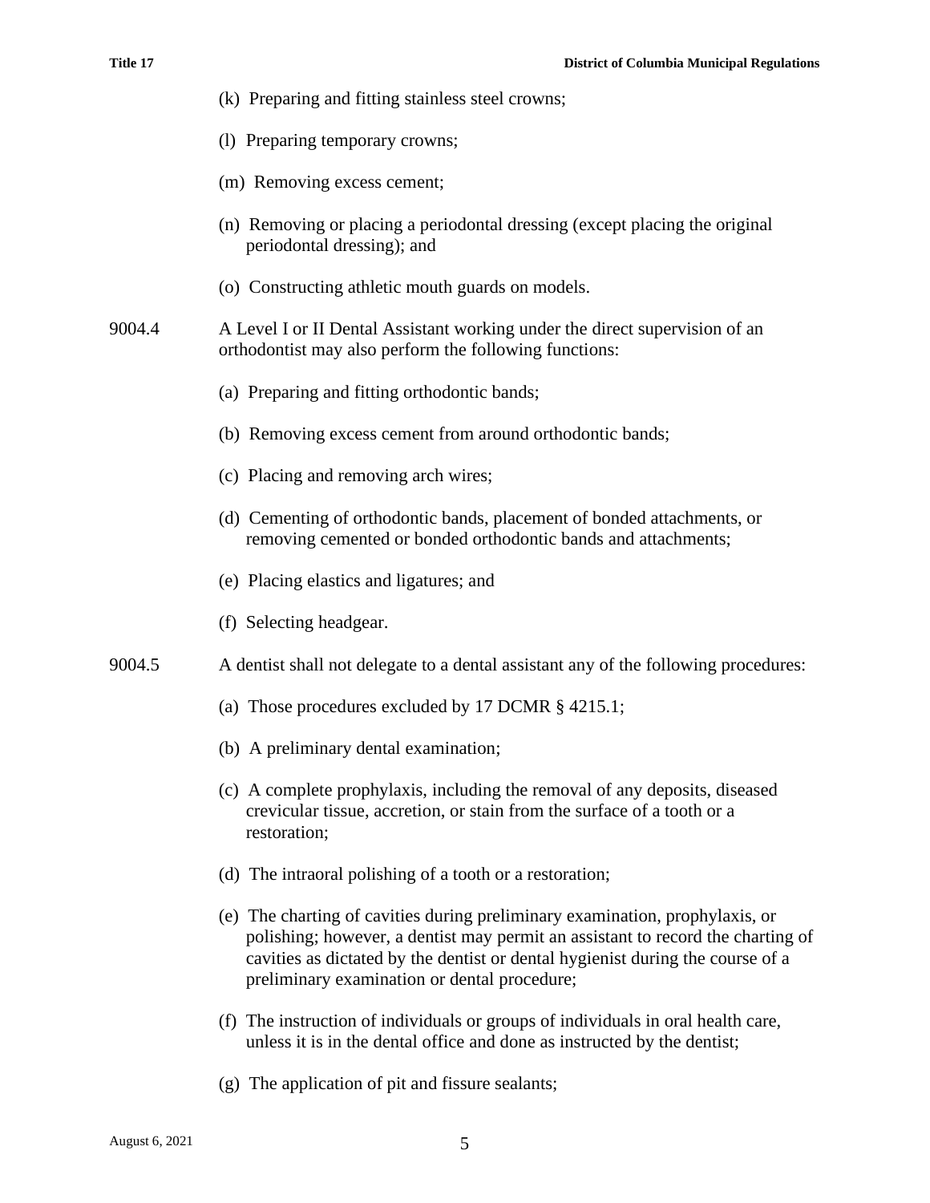(k) Preparing and fitting stainless steel crowns;

(l) Preparing temporary crowns;

(m) Removing excess cement;

(n) Removing or placing a periodontal dressing (except placing the original periodontal dressing); and

(o) Constructing athletic mouth guards on models.

9004.4 A Level I or II Dental Assistant working under the direct supervision of an orthodontist may also perform the following functions:

(a) Preparing and fitting orthodontic bands;

(b) Removing excess cement from around orthodontic bands;

(c) Placing and removing arch wires;

(d) Cementing of orthodontic bands, placement of bonded attachments, or removing cemented or bonded orthodontic bands and attachments;

(e) Placing elastics and ligatures; and

(f) Selecting headgear.

9004.5 A dentist shall not delegate to a dental assistant any of the following procedures:

(a) Those procedures excluded by 17 DCMR § 4215.1;

(b) A preliminary dental examination;

(c) A complete prophylaxis, including the removal of any deposits, diseased crevicular tissue, accretion, or stain from the surface of a tooth or a restoration;

(d) The intraoral polishing of a tooth or a restoration;

(e) The charting of cavities during preliminary examination, prophylaxis, or polishing; however, a dentist may permit an assistant to record the charting of cavities as dictated by the dentist or dental hygienist during the course of a preliminary examination or dental procedure;

(f) The instruction of individuals or groups of individuals in oral health care, unless it is in the dental office and done as instructed by the dentist;

(g) The application of pit and fissure sealants;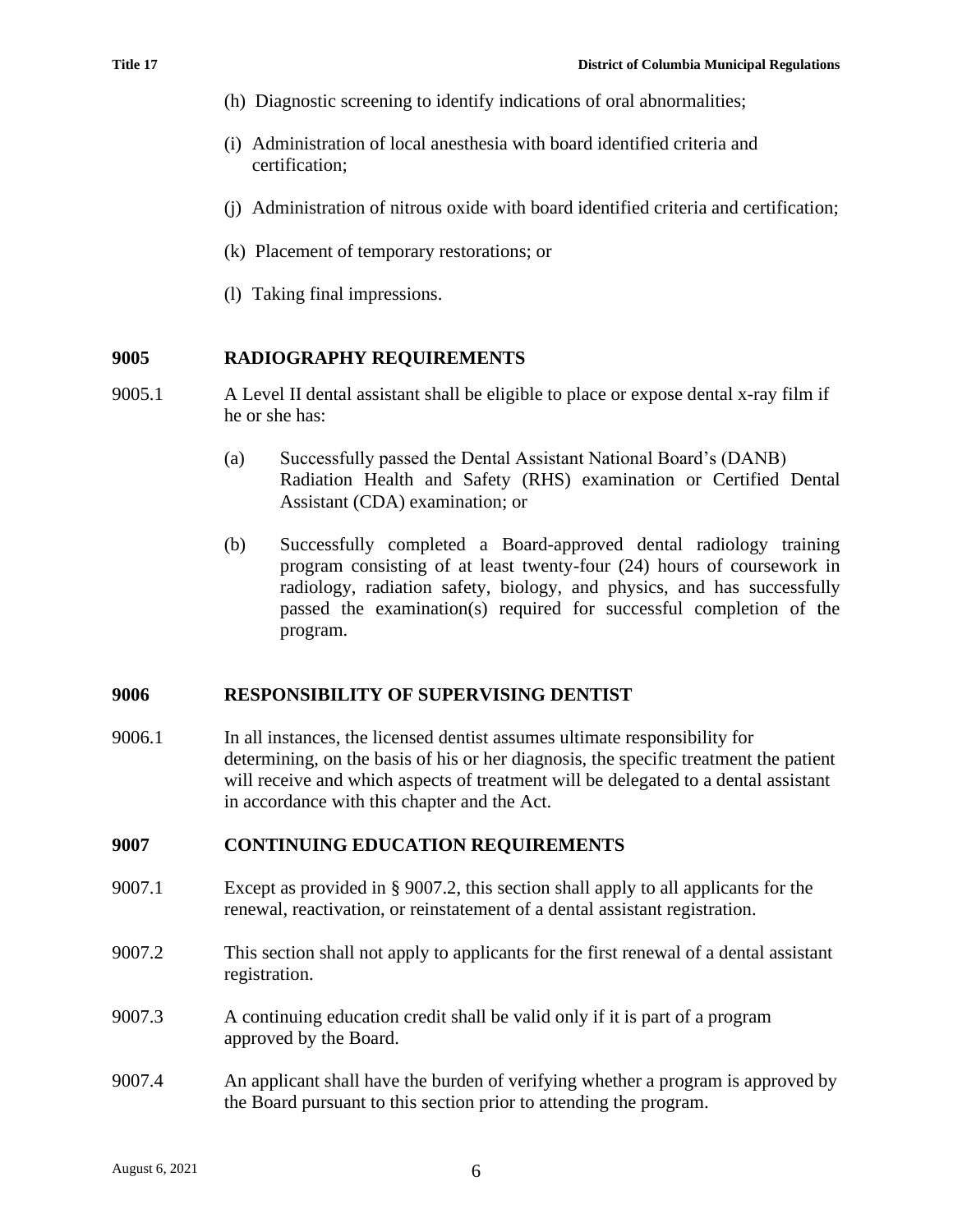(h) Diagnostic screening to identify indications of oral abnormalities;

(i) Administration of local anesthesia with board identified criteria and certification;

(j) Administration of nitrous oxide with board identified criteria and certification;

(k) Placement of temporary restorations; or

(l) Taking final impressions.

## 9005 RADIOGRAPHY REQUIREMENTS

9005.1 A Level II dental assistant shall be eligible to place or expose dental x-ray film if he or she has:

(a) Successfully passed the Dental Assistant National Board's (DANB) Radiation Health and Safety (RHS) examination or Certified Dental Assistant (CDA) examination; or

(b) Successfully completed a Board-approved dental radiology training program consisting of at least twenty-four (24) hours of coursework in radiology, radiation safety, biology, and physics, and has successfully passed the examination(s) required for successful completion of the program.

## 9006 RESPONSIBILITY OF SUPERVISING DENTIST

9006.1 In all instances, the licensed dentist assumes ultimate responsibility for determining, on the basis of his or her diagnosis, the specific treatment the patient will receive and which aspects of treatment will be delegated to a dental assistant in accordance with this chapter and the Act.

## 9007 CONTINUING EDUCATION REQUIREMENTS

9007.1 Except as provided in § 9007.2, this section shall apply to all applicants for the renewal, reactivation, or reinstatement of a dental assistant registration.

9007.2 This section shall not apply to applicants for the first renewal of a dental assistant registration.

9007.3 A continuing education credit shall be valid only if it is part of a program approved by the Board.

9007.4 An applicant shall have the burden of verifying whether a program is approved by the Board pursuant to this section prior to attending the program.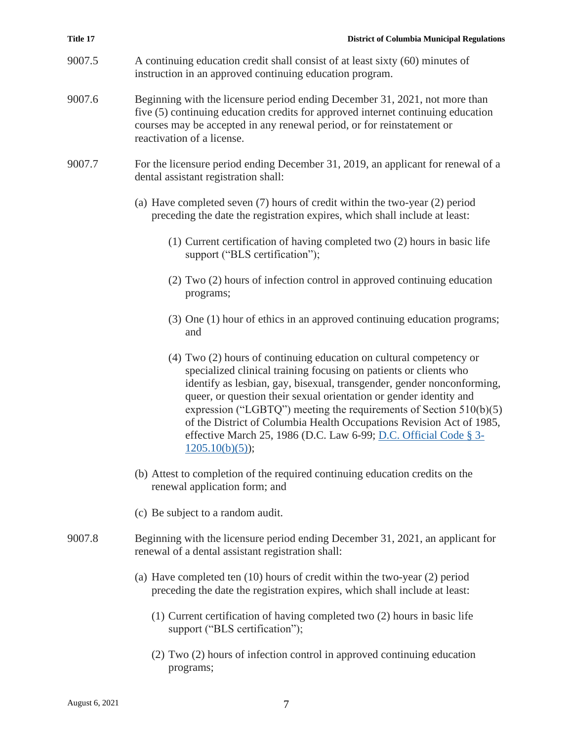9007.5 A continuing education credit shall consist of at least sixty (60) minutes of instruction in an approved continuing education program.

9007.6 Beginning with the licensure period ending December 31, 2021, not more than five (5) continuing education credits for approved internet continuing education courses may be accepted in any renewal period, or for reinstatement or reactivation of a license.

9007.7 For the licensure period ending December 31, 2019, an applicant for renewal of a dental assistant registration shall:

(a) Have completed seven (7) hours of credit within the two-year (2) period preceding the date the registration expires, which shall include at least:

(1) Current certification of having completed two (2) hours in basic life support ("BLS certification");

(2) Two (2) hours of infection control in approved continuing education programs;

(3) One (1) hour of ethics in an approved continuing education programs; and

(4) Two (2) hours of continuing education on cultural competency or specialized clinical training focusing on patients or clients who identify as lesbian, gay, bisexual, transgender, gender nonconforming, queer, or question their sexual orientation or gender identity and expression ("LGBTQ") meeting the requirements of Section 510(b)(5) of the District of Columbia Health Occupations Revision Act of 1985, effective March 25, 1986 (D.C. Law 6-99; D.C. Official Code § 3-1205.10(b)(5));

(b) Attest to completion of the required continuing education credits on the renewal application form; and

(c) Be subject to a random audit.

9007.8 Beginning with the licensure period ending December 31, 2021, an applicant for renewal of a dental assistant registration shall:

(a) Have completed ten (10) hours of credit within the two-year (2) period preceding the date the registration expires, which shall include at least:

(1) Current certification of having completed two (2) hours in basic life support ("BLS certification");

(2) Two (2) hours of infection control in approved continuing education programs;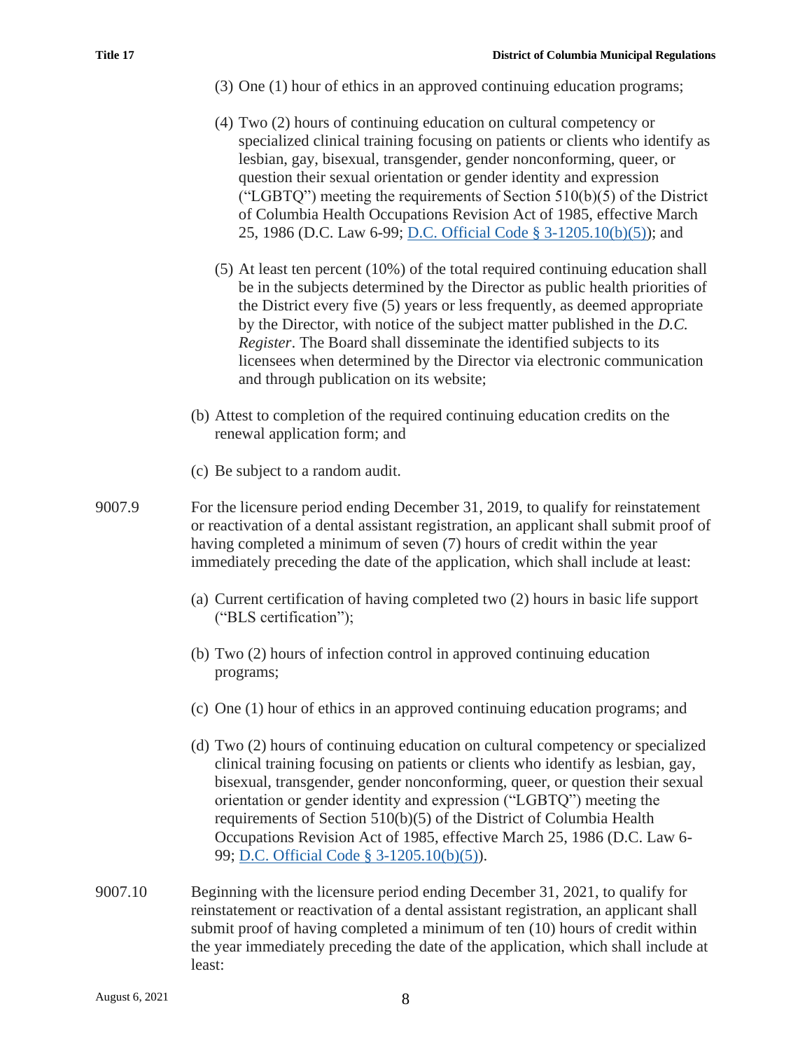(3) One (1) hour of ethics in an approved continuing education programs;

(4) Two (2) hours of continuing education on cultural competency or specialized clinical training focusing on patients or clients who identify as lesbian, gay, bisexual, transgender, gender nonconforming, queer, or question their sexual orientation or gender identity and expression ("LGBTQ") meeting the requirements of Section 510(b)(5) of the District of Columbia Health Occupations Revision Act of 1985, effective March 25, 1986 (D.C. Law 6-99; D.C. Official Code § 3-1205.10(b)(5)); and

(5) At least ten percent (10%) of the total required continuing education shall be in the subjects determined by the Director as public health priorities of the District every five (5) years or less frequently, as deemed appropriate by the Director, with notice of the subject matter published in the *D.C. Register*. The Board shall disseminate the identified subjects to its licensees when determined by the Director via electronic communication and through publication on its website;

(b) Attest to completion of the required continuing education credits on the renewal application form; and

(c) Be subject to a random audit.

9007.9 For the licensure period ending December 31, 2019, to qualify for reinstatement or reactivation of a dental assistant registration, an applicant shall submit proof of having completed a minimum of seven (7) hours of credit within the year immediately preceding the date of the application, which shall include at least:

(a) Current certification of having completed two (2) hours in basic life support ("BLS certification");

(b) Two (2) hours of infection control in approved continuing education programs;

(c) One (1) hour of ethics in an approved continuing education programs; and

(d) Two (2) hours of continuing education on cultural competency or specialized clinical training focusing on patients or clients who identify as lesbian, gay, bisexual, transgender, gender nonconforming, queer, or question their sexual orientation or gender identity and expression ("LGBTQ") meeting the requirements of Section 510(b)(5) of the District of Columbia Health Occupations Revision Act of 1985, effective March 25, 1986 (D.C. Law 6-99; D.C. Official Code § 3-1205.10(b)(5)).

9007.10 Beginning with the licensure period ending December 31, 2021, to qualify for reinstatement or reactivation of a dental assistant registration, an applicant shall submit proof of having completed a minimum of ten (10) hours of credit within the year immediately preceding the date of the application, which shall include at least: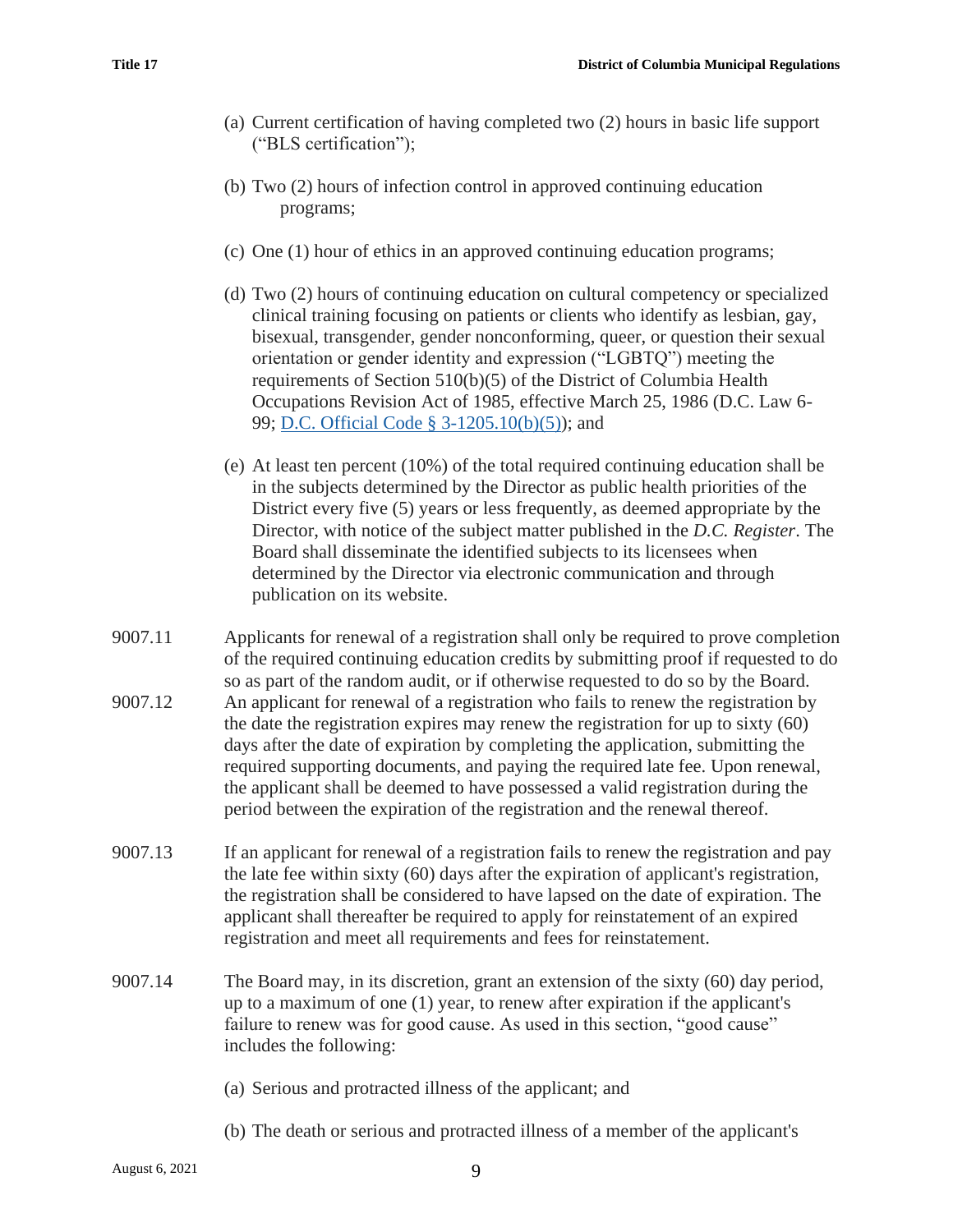(a) Current certification of having completed two (2) hours in basic life support ("BLS certification");

(b) Two (2) hours of infection control in approved continuing education programs;

(c) One (1) hour of ethics in an approved continuing education programs;

(d) Two (2) hours of continuing education on cultural competency or specialized clinical training focusing on patients or clients who identify as lesbian, gay, bisexual, transgender, gender nonconforming, queer, or question their sexual orientation or gender identity and expression ("LGBTQ") meeting the requirements of Section 510(b)(5) of the District of Columbia Health Occupations Revision Act of 1985, effective March 25, 1986 (D.C. Law 6-99; D.C. Official Code § 3-1205.10(b)(5)); and

(e) At least ten percent (10%) of the total required continuing education shall be in the subjects determined by the Director as public health priorities of the District every five (5) years or less frequently, as deemed appropriate by the Director, with notice of the subject matter published in the *D.C. Register*. The Board shall disseminate the identified subjects to its licensees when determined by the Director via electronic communication and through publication on its website.

9007.11 Applicants for renewal of a registration shall only be required to prove completion of the required continuing education credits by submitting proof if requested to do so as part of the random audit, or if otherwise requested to do so by the Board.

9007.12 An applicant for renewal of a registration who fails to renew the registration by the date the registration expires may renew the registration for up to sixty (60) days after the date of expiration by completing the application, submitting the required supporting documents, and paying the required late fee. Upon renewal, the applicant shall be deemed to have possessed a valid registration during the period between the expiration of the registration and the renewal thereof.

9007.13 If an applicant for renewal of a registration fails to renew the registration and pay the late fee within sixty (60) days after the expiration of applicant's registration, the registration shall be considered to have lapsed on the date of expiration. The applicant shall thereafter be required to apply for reinstatement of an expired registration and meet all requirements and fees for reinstatement.

9007.14 The Board may, in its discretion, grant an extension of the sixty (60) day period, up to a maximum of one (1) year, to renew after expiration if the applicant's failure to renew was for good cause. As used in this section, "good cause" includes the following:

(a) Serious and protracted illness of the applicant; and

(b) The death or serious and protracted illness of a member of the applicant's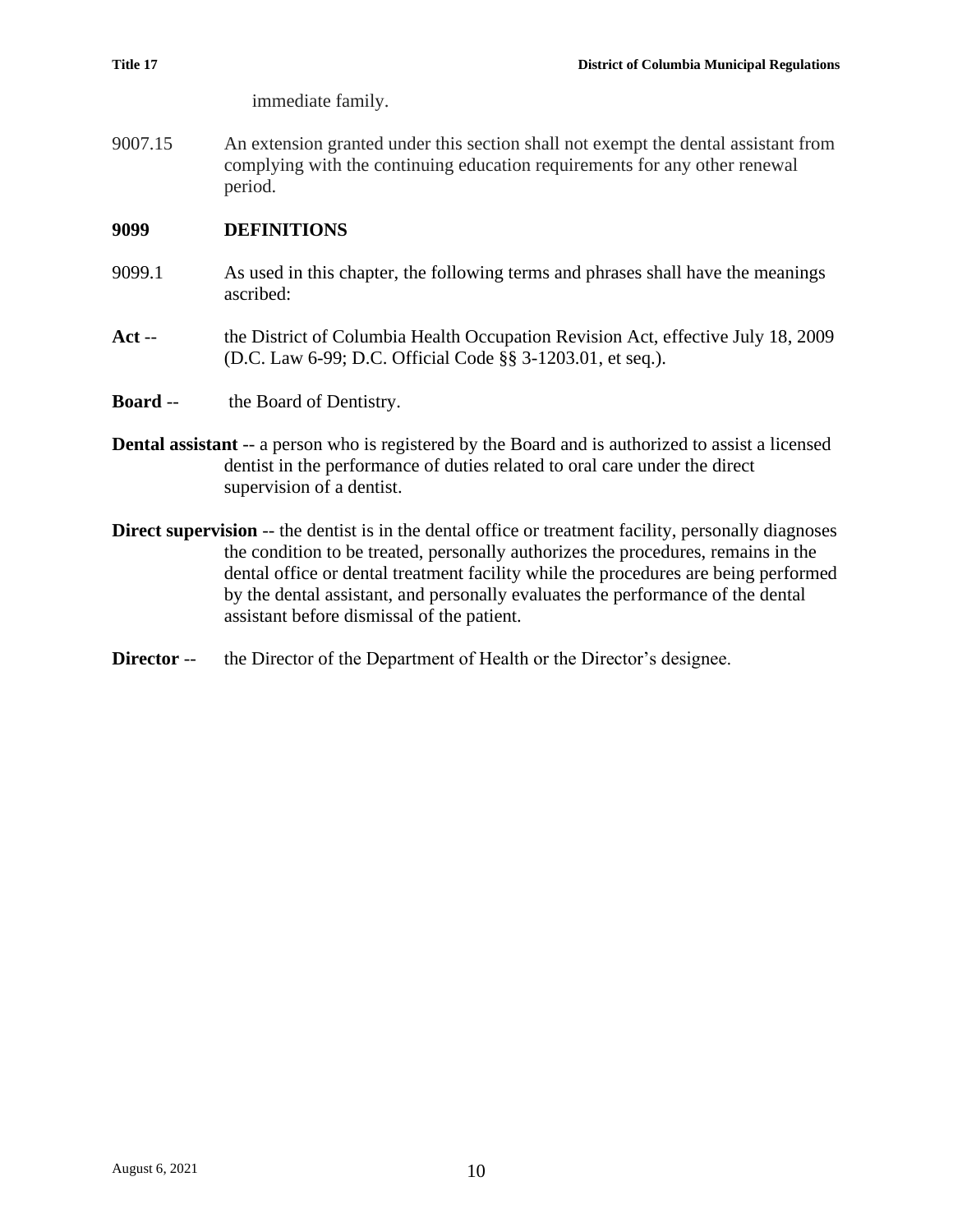immediate family.

9007.15 An extension granted under this section shall not exempt the dental assistant from complying with the continuing education requirements for any other renewal period.

## 9099 DEFINITIONS

9099.1 As used in this chapter, the following terms and phrases shall have the meanings ascribed:

**Act** -- the District of Columbia Health Occupation Revision Act, effective July 18, 2009 (D.C. Law 6-99; D.C. Official Code §§ 3-1203.01, et seq.).

**Board** -- the Board of Dentistry.

**Dental assistant** -- a person who is registered by the Board and is authorized to assist a licensed dentist in the performance of duties related to oral care under the direct supervision of a dentist.

**Direct supervision** -- the dentist is in the dental office or treatment facility, personally diagnoses the condition to be treated, personally authorizes the procedures, remains in the dental office or dental treatment facility while the procedures are being performed by the dental assistant, and personally evaluates the performance of the dental assistant before dismissal of the patient.

**Director** -- the Director of the Department of Health or the Director's designee.